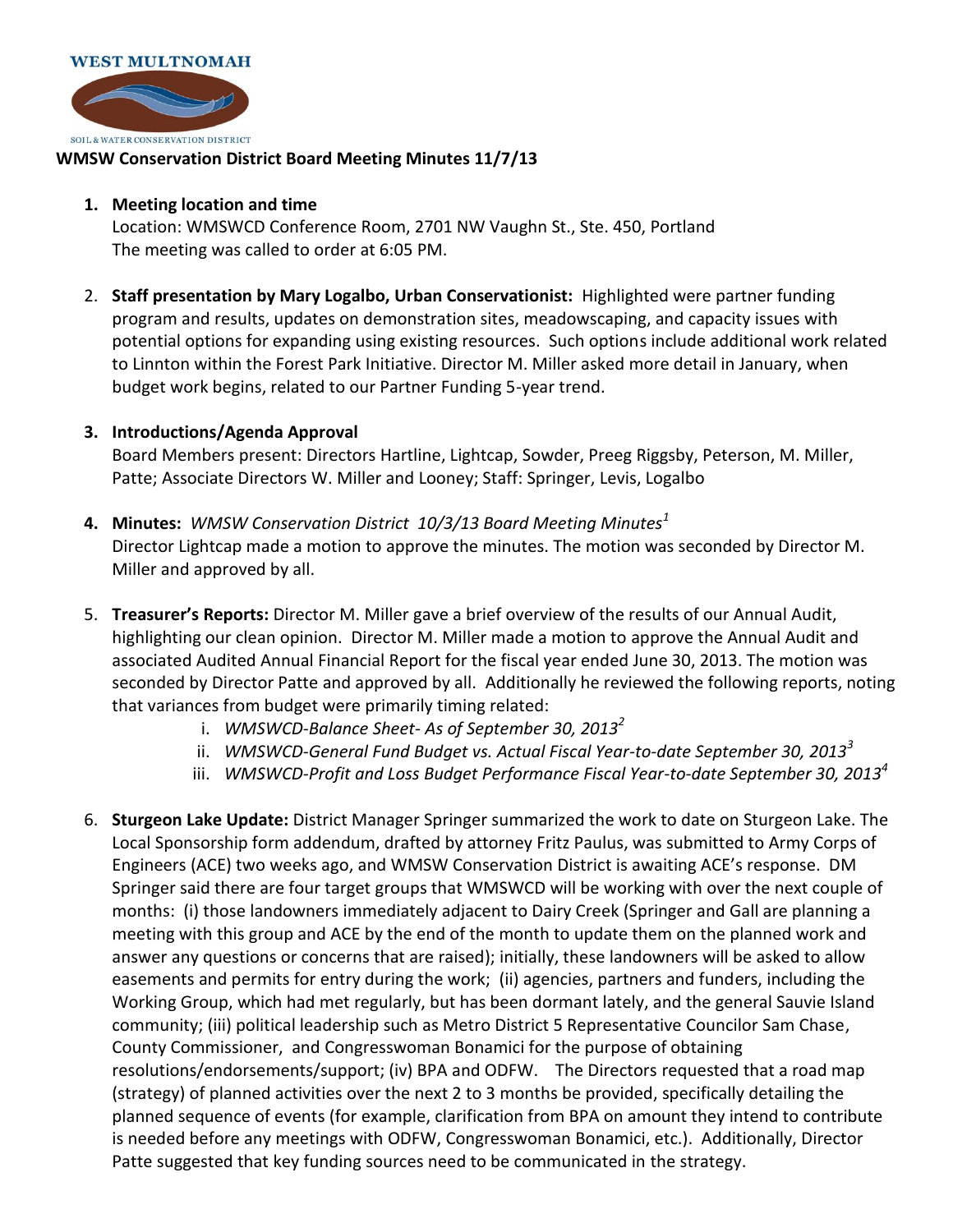**WEST MULTNOMAH**

SOIL & WATER CONSERVATION DISTRICT

# WMSW Conservation District Board Meeting Minutes 11/7/13

1. **Meeting location and time**
   Location: WMSWCD Conference Room, 2701 NW Vaughn St., Ste. 450, Portland
   The meeting was called to order at 6:05 PM.

2. **Staff presentation by Mary Logalbo, Urban Conservationist:** Highlighted were partner funding program and results, updates on demonstration sites, meadowscaping, and capacity issues with potential options for expanding using existing resources. Such options include additional work related to Linnton within the Forest Park Initiative. Director M. Miller asked more detail in January, when budget work begins, related to our Partner Funding 5-year trend.

3. **Introductions/Agenda Approval**
   Board Members present: Directors Hartline, Lightcap, Sowder, Preeg Riggsby, Peterson, M. Miller, Patte; Associate Directors W. Miller and Looney; Staff: Springer, Levis, Logalbo

4. **Minutes:** *WMSW Conservation District 10/3/13 Board Meeting Minutes*[1]
   Director Lightcap made a motion to approve the minutes. The motion was seconded by Director M. Miller and approved by all.

5. **Treasurer's Reports:** Director M. Miller gave a brief overview of the results of our Annual Audit, highlighting our clean opinion. Director M. Miller made a motion to approve the Annual Audit and associated Audited Annual Financial Report for the fiscal year ended June 30, 2013. The motion was seconded by Director Patte and approved by all. Additionally he reviewed the following reports, noting that variances from budget were primarily timing related:
   i. *WMSWCD-Balance Sheet- As of September 30, 2013*[2]
   ii. *WMSWCD-General Fund Budget vs. Actual Fiscal Year-to-date September 30, 2013*[3]
   iii. *WMSWCD-Profit and Loss Budget Performance Fiscal Year-to-date September 30, 2013*[4]

6. **Sturgeon Lake Update:** District Manager Springer summarized the work to date on Sturgeon Lake. The Local Sponsorship form addendum, drafted by attorney Fritz Paulus, was submitted to Army Corps of Engineers (ACE) two weeks ago, and WMSW Conservation District is awaiting ACE's response. DM Springer said there are four target groups that WMSWCD will be working with over the next couple of months: (i) those landowners immediately adjacent to Dairy Creek (Springer and Gall are planning a meeting with this group and ACE by the end of the month to update them on the planned work and answer any questions or concerns that are raised); initially, these landowners will be asked to allow easements and permits for entry during the work; (ii) agencies, partners and funders, including the Working Group, which had met regularly, but has been dormant lately, and the general Sauvie Island community; (iii) political leadership such as Metro District 5 Representative Councilor Sam Chase, County Commissioner, and Congresswoman Bonamici for the purpose of obtaining resolutions/endorsements/support; (iv) BPA and ODFW. The Directors requested that a road map (strategy) of planned activities over the next 2 to 3 months be provided, specifically detailing the planned sequence of events (for example, clarification from BPA on amount they intend to contribute is needed before any meetings with ODFW, Congresswoman Bonamici, etc.). Additionally, Director Patte suggested that key funding sources need to be communicated in the strategy.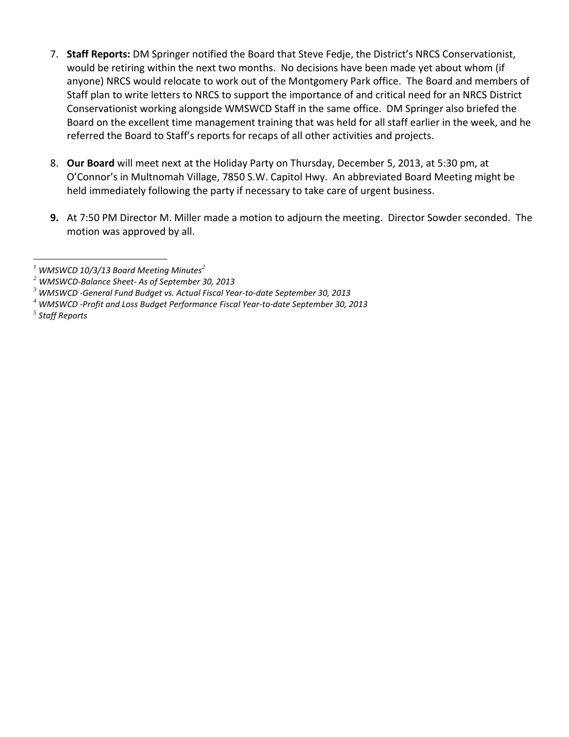7. **Staff Reports:** DM Springer notified the Board that Steve Fedje, the District's NRCS Conservationist, would be retiring within the next two months. No decisions have been made yet about whom (if anyone) NRCS would relocate to work out of the Montgomery Park office. The Board and members of Staff plan to write letters to NRCS to support the importance of and critical need for an NRCS District Conservationist working alongside WMSWCD Staff in the same office. DM Springer also briefed the Board on the excellent time management training that was held for all staff earlier in the week, and he referred the Board to Staff's reports for recaps of all other activities and projects.

8. **Our Board** will meet next at the Holiday Party on Thursday, December 5, 2013, at 5:30 pm, at O'Connor's in Multnomah Village, 7850 S.W. Capitol Hwy. An abbreviated Board Meeting might be held immediately following the party if necessary to take care of urgent business.

9. At 7:50 PM Director M. Miller made a motion to adjourn the meeting. Director Sowder seconded. The motion was approved by all.

---

[1] *WMSWCD 10/3/13 Board Meeting Minutes*[2]

[2] *WMSWCD-Balance Sheet- As of September 30, 2013*

[3] *WMSWCD -General Fund Budget vs. Actual Fiscal Year-to-date September 30, 2013*

[4] *WMSWCD -Profit and Loss Budget Performance Fiscal Year-to-date September 30, 2013*

[5] *Staff Reports*